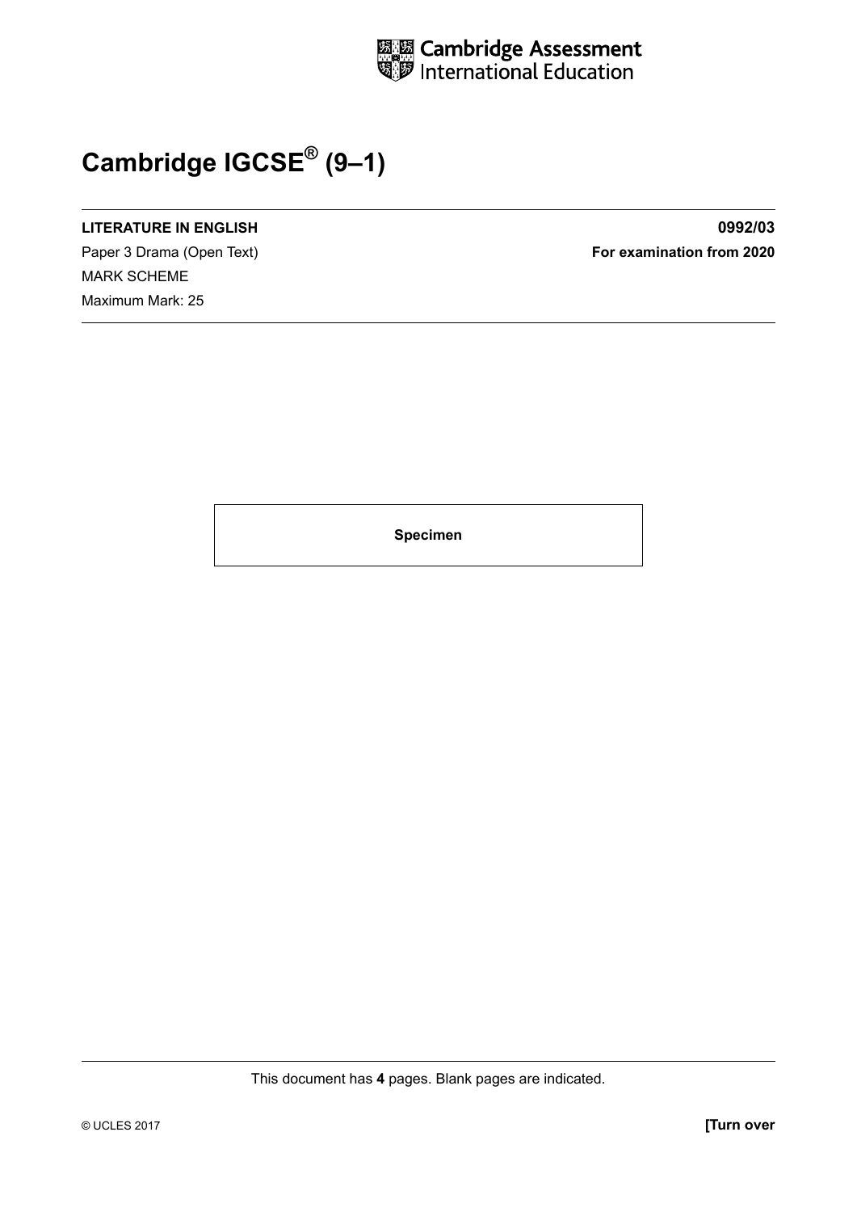Cambridge Assessment International Education

# Cambridge IGCSE® (9–1)

**LITERATURE IN ENGLISH** **0992/03**

Paper 3 Drama (Open Text) **For examination from 2020**

MARK SCHEME

Maximum Mark: 25

**Specimen**

This document has **4** pages. Blank pages are indicated.

© UCLES 2017 **[Turn over**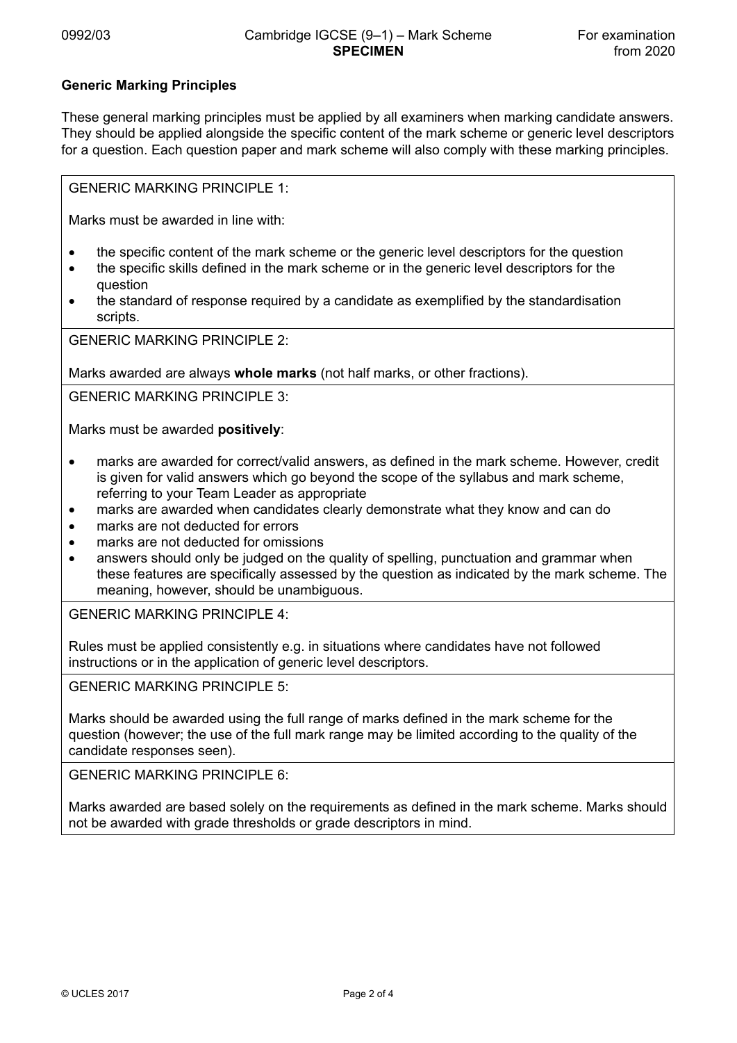**Generic Marking Principles**

These general marking principles must be applied by all examiners when marking candidate answers. They should be applied alongside the specific content of the mark scheme or generic level descriptors for a question. Each question paper and mark scheme will also comply with these marking principles.

GENERIC MARKING PRINCIPLE 1:

Marks must be awarded in line with:

- the specific content of the mark scheme or the generic level descriptors for the question
- the specific skills defined in the mark scheme or in the generic level descriptors for the question
- the standard of response required by a candidate as exemplified by the standardisation scripts.

GENERIC MARKING PRINCIPLE 2:

Marks awarded are always **whole marks** (not half marks, or other fractions).

GENERIC MARKING PRINCIPLE 3:

Marks must be awarded **positively**:

- marks are awarded for correct/valid answers, as defined in the mark scheme. However, credit is given for valid answers which go beyond the scope of the syllabus and mark scheme, referring to your Team Leader as appropriate
- marks are awarded when candidates clearly demonstrate what they know and can do
- marks are not deducted for errors
- marks are not deducted for omissions
- answers should only be judged on the quality of spelling, punctuation and grammar when these features are specifically assessed by the question as indicated by the mark scheme. The meaning, however, should be unambiguous.

GENERIC MARKING PRINCIPLE 4:

Rules must be applied consistently e.g. in situations where candidates have not followed instructions or in the application of generic level descriptors.

GENERIC MARKING PRINCIPLE 5:

Marks should be awarded using the full range of marks defined in the mark scheme for the question (however; the use of the full mark range may be limited according to the quality of the candidate responses seen).

GENERIC MARKING PRINCIPLE 6:

Marks awarded are based solely on the requirements as defined in the mark scheme. Marks should not be awarded with grade thresholds or grade descriptors in mind.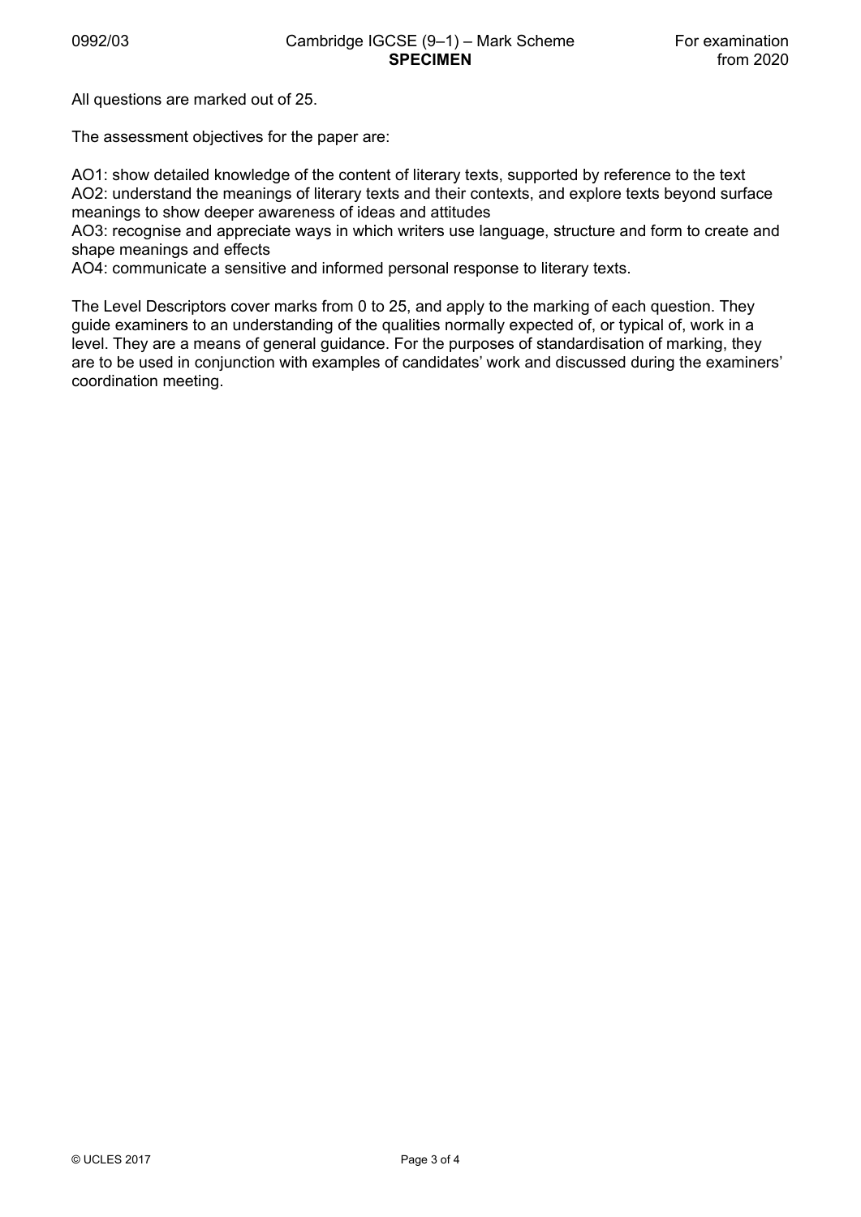All questions are marked out of 25.

The assessment objectives for the paper are:

AO1: show detailed knowledge of the content of literary texts, supported by reference to the text
AO2: understand the meanings of literary texts and their contexts, and explore texts beyond surface meanings to show deeper awareness of ideas and attitudes
AO3: recognise and appreciate ways in which writers use language, structure and form to create and shape meanings and effects
AO4: communicate a sensitive and informed personal response to literary texts.

The Level Descriptors cover marks from 0 to 25, and apply to the marking of each question. They guide examiners to an understanding of the qualities normally expected of, or typical of, work in a level. They are a means of general guidance. For the purposes of standardisation of marking, they are to be used in conjunction with examples of candidates' work and discussed during the examiners' coordination meeting.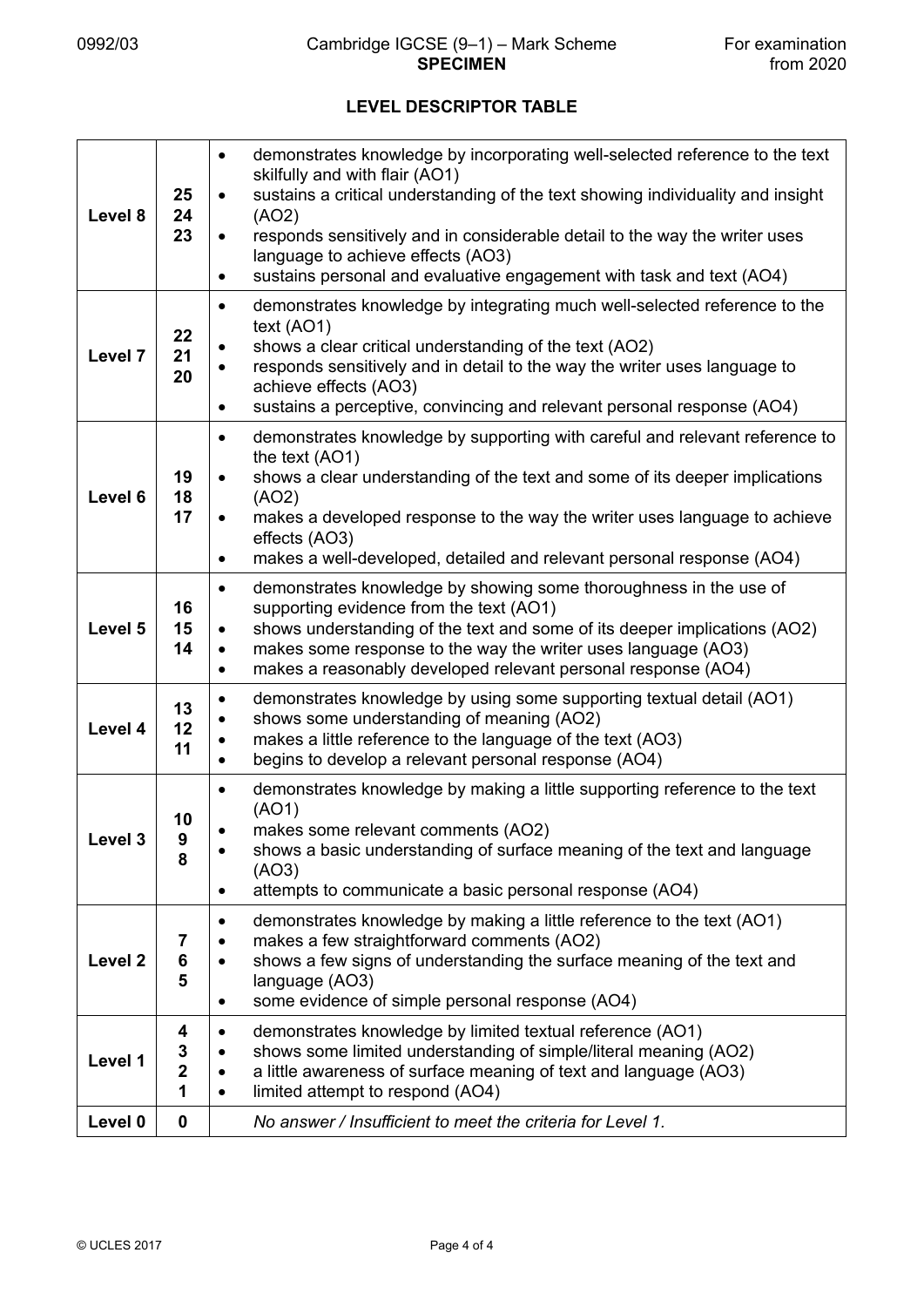## LEVEL DESCRIPTOR TABLE

| | | |
|---|---|---|
| **Level 8** | **25**<br>**24**<br>**23** | • demonstrates knowledge by incorporating well-selected reference to the text skilfully and with flair (AO1)<br>• sustains a critical understanding of the text showing individuality and insight (AO2)<br>• responds sensitively and in considerable detail to the way the writer uses language to achieve effects (AO3)<br>• sustains personal and evaluative engagement with task and text (AO4) |
| **Level 7** | **22**<br>**21**<br>**20** | • demonstrates knowledge by integrating much well-selected reference to the text (AO1)<br>• shows a clear critical understanding of the text (AO2)<br>• responds sensitively and in detail to the way the writer uses language to achieve effects (AO3)<br>• sustains a perceptive, convincing and relevant personal response (AO4) |
| **Level 6** | **19**<br>**18**<br>**17** | • demonstrates knowledge by supporting with careful and relevant reference to the text (AO1)<br>• shows a clear understanding of the text and some of its deeper implications (AO2)<br>• makes a developed response to the way the writer uses language to achieve effects (AO3)<br>• makes a well-developed, detailed and relevant personal response (AO4) |
| **Level 5** | **16**<br>**15**<br>**14** | • demonstrates knowledge by showing some thoroughness in the use of supporting evidence from the text (AO1)<br>• shows understanding of the text and some of its deeper implications (AO2)<br>• makes some response to the way the writer uses language (AO3)<br>• makes a reasonably developed relevant personal response (AO4) |
| **Level 4** | **13**<br>**12**<br>**11** | • demonstrates knowledge by using some supporting textual detail (AO1)<br>• shows some understanding of meaning (AO2)<br>• makes a little reference to the language of the text (AO3)<br>• begins to develop a relevant personal response (AO4) |
| **Level 3** | **10**<br>**9**<br>**8** | • demonstrates knowledge by making a little supporting reference to the text (AO1)<br>• makes some relevant comments (AO2)<br>• shows a basic understanding of surface meaning of the text and language (AO3)<br>• attempts to communicate a basic personal response (AO4) |
| **Level 2** | **7**<br>**6**<br>**5** | • demonstrates knowledge by making a little reference to the text (AO1)<br>• makes a few straightforward comments (AO2)<br>• shows a few signs of understanding the surface meaning of the text and language (AO3)<br>• some evidence of simple personal response (AO4) |
| **Level 1** | **4**<br>**3**<br>**2**<br>**1** | • demonstrates knowledge by limited textual reference (AO1)<br>• shows some limited understanding of simple/literal meaning (AO2)<br>• a little awareness of surface meaning of text and language (AO3)<br>• limited attempt to respond (AO4) |
| **Level 0** | **0** | *No answer / Insufficient to meet the criteria for Level 1.* |